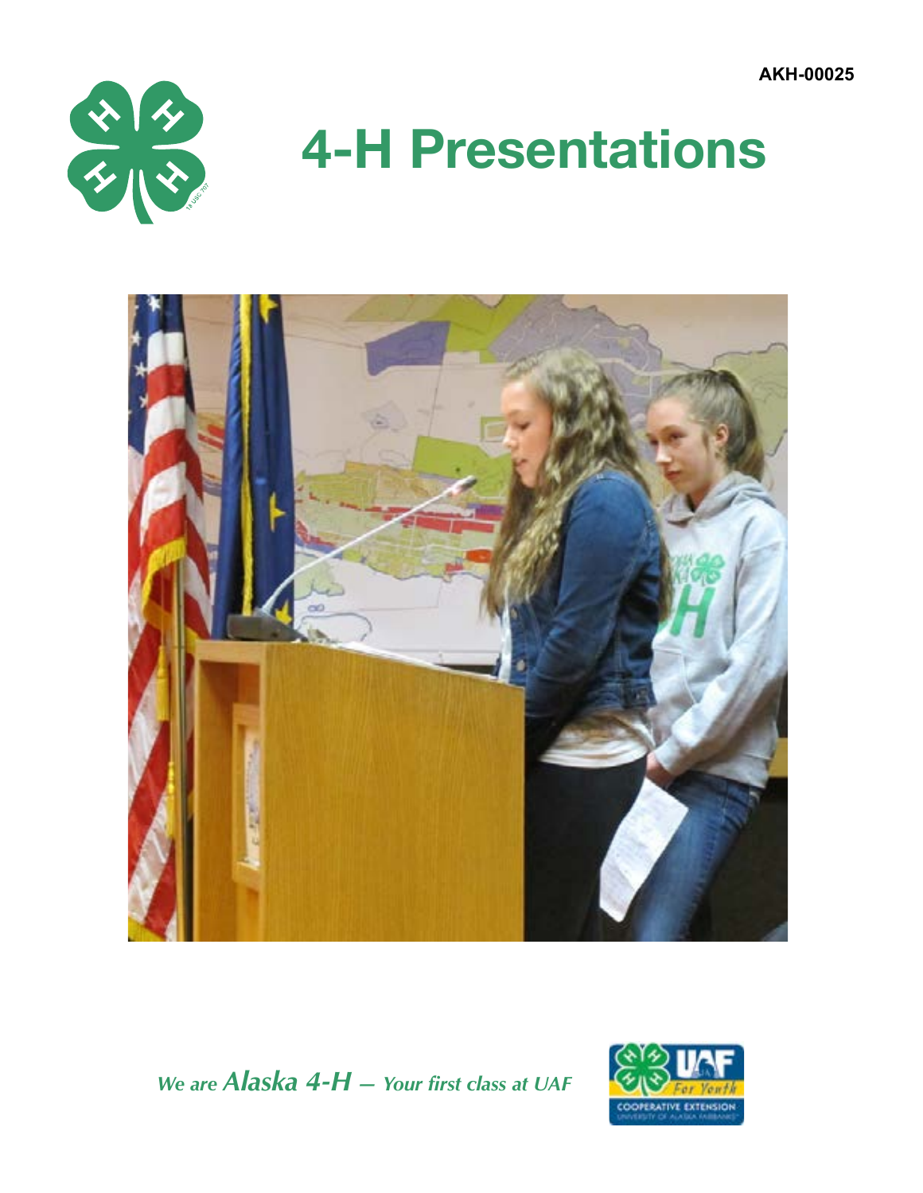AKH-00025

# 4-H Presentations

*We are **Alaska 4-H** — Your first class at UAF*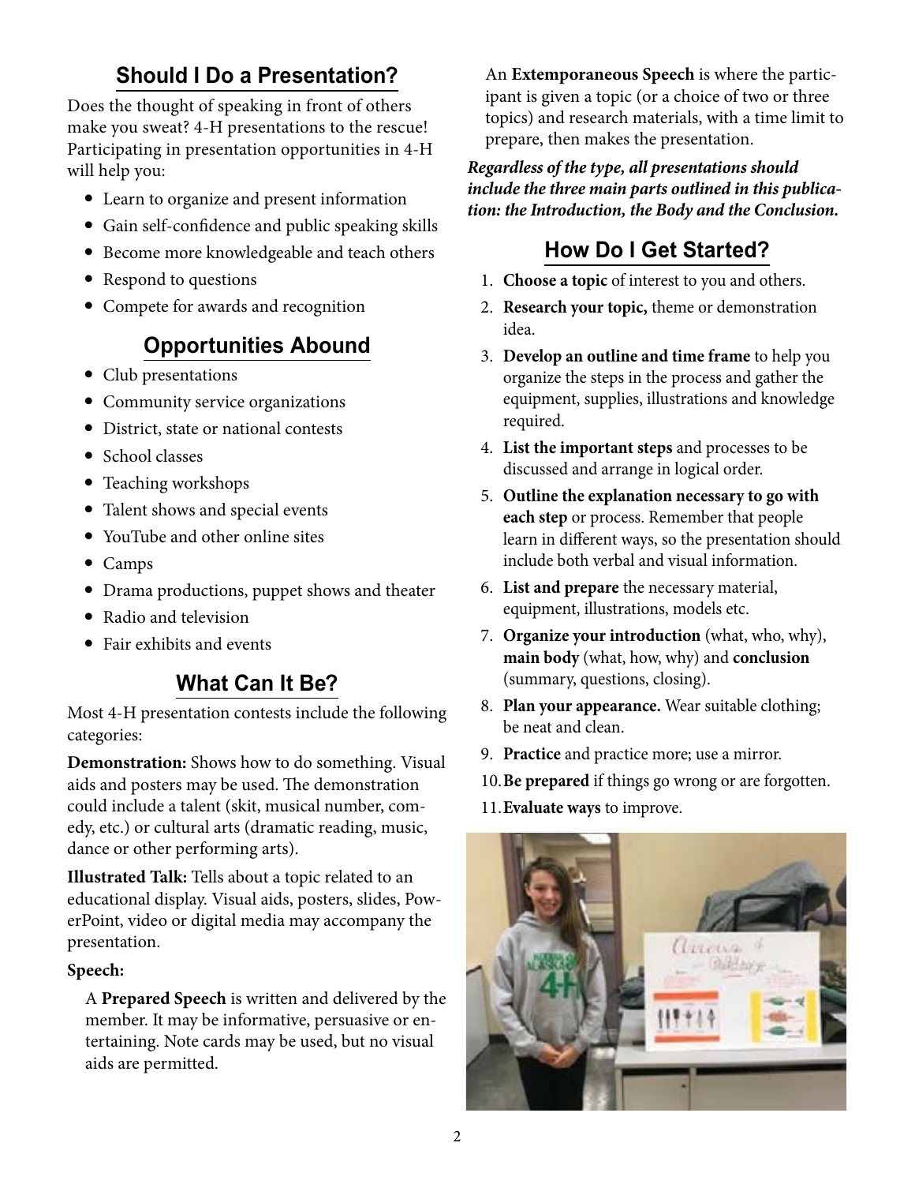## Should I Do a Presentation?

Does the thought of speaking in front of others make you sweat? 4-H presentations to the rescue! Participating in presentation opportunities in 4-H will help you:

- Learn to organize and present information
- Gain self-confidence and public speaking skills
- Become more knowledgeable and teach others
- Respond to questions
- Compete for awards and recognition

## Opportunities Abound

- Club presentations
- Community service organizations
- District, state or national contests
- School classes
- Teaching workshops
- Talent shows and special events
- YouTube and other online sites
- Camps
- Drama productions, puppet shows and theater
- Radio and television
- Fair exhibits and events

## What Can It Be?

Most 4-H presentation contests include the following categories:

**Demonstration:** Shows how to do something. Visual aids and posters may be used. The demonstration could include a talent (skit, musical number, comedy, etc.) or cultural arts (dramatic reading, music, dance or other performing arts).

**Illustrated Talk:** Tells about a topic related to an educational display. Visual aids, posters, slides, PowerPoint, video or digital media may accompany the presentation.

**Speech:**

A **Prepared Speech** is written and delivered by the member. It may be informative, persuasive or entertaining. Note cards may be used, but no visual aids are permitted.

An **Extemporaneous Speech** is where the participant is given a topic (or a choice of two or three topics) and research materials, with a time limit to prepare, then makes the presentation.

***Regardless of the type, all presentations should include the three main parts outlined in this publication: the Introduction, the Body and the Conclusion.***

## How Do I Get Started?

1. **Choose a topic** of interest to you and others.
2. **Research your topic,** theme or demonstration idea.
3. **Develop an outline and time frame** to help you organize the steps in the process and gather the equipment, supplies, illustrations and knowledge required.
4. **List the important steps** and processes to be discussed and arrange in logical order.
5. **Outline the explanation necessary to go with each step** or process. Remember that people learn in different ways, so the presentation should include both verbal and visual information.
6. **List and prepare** the necessary material, equipment, illustrations, models etc.
7. **Organize your introduction** (what, who, why), **main body** (what, how, why) and **conclusion** (summary, questions, closing).
8. **Plan your appearance.** Wear suitable clothing; be neat and clean.
9. **Practice** and practice more; use a mirror.
10. **Be prepared** if things go wrong or are forgotten.
11. **Evaluate ways** to improve.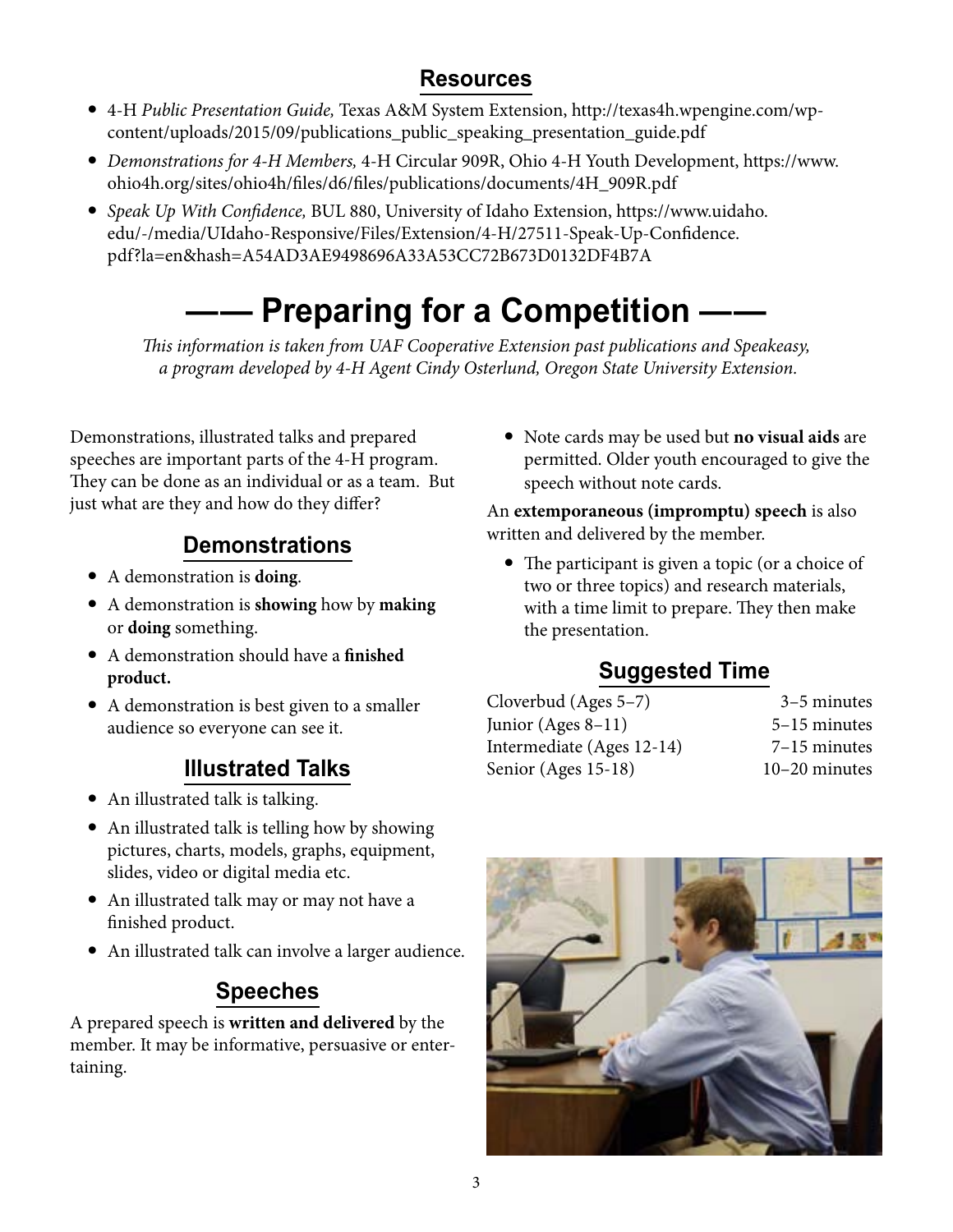## Resources

- 4-H *Public Presentation Guide,* Texas A&M System Extension, http://texas4h.wpengine.com/wp-content/uploads/2015/09/publications_public_speaking_presentation_guide.pdf
- *Demonstrations for 4-H Members,* 4-H Circular 909R, Ohio 4-H Youth Development, https://www.ohio4h.org/sites/ohio4h/files/d6/files/publications/documents/4H_909R.pdf
- *Speak Up With Confidence,* BUL 880, University of Idaho Extension, https://www.uidaho.edu/-/media/UIdaho-Responsive/Files/Extension/4-H/27511-Speak-Up-Confidence.pdf?la=en&hash=A54AD3AE9498696A33A53CC72B673D0132DF4B7A

# —— Preparing for a Competition ——

*This information is taken from UAF Cooperative Extension past publications and Speakeasy, a program developed by 4-H Agent Cindy Osterlund, Oregon State University Extension.*

Demonstrations, illustrated talks and prepared speeches are important parts of the 4-H program. They can be done as an individual or as a team. But just what are they and how do they differ?

## Demonstrations

- A demonstration is **doing**.
- A demonstration is **showing** how by **making** or **doing** something.
- A demonstration should have a **finished product.**
- A demonstration is best given to a smaller audience so everyone can see it.

## Illustrated Talks

- An illustrated talk is talking.
- An illustrated talk is telling how by showing pictures, charts, models, graphs, equipment, slides, video or digital media etc.
- An illustrated talk may or may not have a finished product.
- An illustrated talk can involve a larger audience.

## Speeches

A prepared speech is **written and delivered** by the member. It may be informative, persuasive or entertaining.

- Note cards may be used but **no visual aids** are permitted. Older youth encouraged to give the speech without note cards.

An **extemporaneous (impromptu) speech** is also written and delivered by the member.

- The participant is given a topic (or a choice of two or three topics) and research materials, with a time limit to prepare. They then make the presentation.

## Suggested Time

| | |
|---|---|
| Cloverbud (Ages 5–7) | 3–5 minutes |
| Junior (Ages 8–11) | 5–15 minutes |
| Intermediate (Ages 12-14) | 7–15 minutes |
| Senior (Ages 15-18) | 10–20 minutes |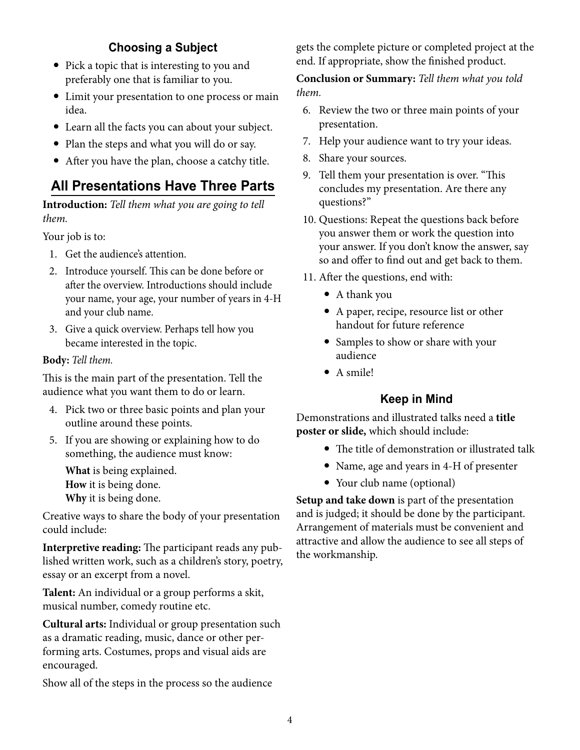### Choosing a Subject

- Pick a topic that is interesting to you and preferably one that is familiar to you.
- Limit your presentation to one process or main idea.
- Learn all the facts you can about your subject.
- Plan the steps and what you will do or say.
- After you have the plan, choose a catchy title.

## All Presentations Have Three Parts

**Introduction:** *Tell them what you are going to tell them.*

Your job is to:

1. Get the audience's attention.
2. Introduce yourself. This can be done before or after the overview. Introductions should include your name, your age, your number of years in 4-H and your club name.
3. Give a quick overview. Perhaps tell how you became interested in the topic.

**Body:** *Tell them.*

This is the main part of the presentation. Tell the audience what you want them to do or learn.

4. Pick two or three basic points and plan your outline around these points.
5. If you are showing or explaining how to do something, the audience must know:

   **What** is being explained.
   **How** it is being done.
   **Why** it is being done.

Creative ways to share the body of your presentation could include:

**Interpretive reading:** The participant reads any published written work, such as a children's story, poetry, essay or an excerpt from a novel.

**Talent:** An individual or a group performs a skit, musical number, comedy routine etc.

**Cultural arts:** Individual or group presentation such as a dramatic reading, music, dance or other performing arts. Costumes, props and visual aids are encouraged.

Show all of the steps in the process so the audience gets the complete picture or completed project at the end. If appropriate, show the finished product.

**Conclusion or Summary:** *Tell them what you told them.*

6. Review the two or three main points of your presentation.
7. Help your audience want to try your ideas.
8. Share your sources.
9. Tell them your presentation is over. "This concludes my presentation. Are there any questions?"
10. Questions: Repeat the questions back before you answer them or work the question into your answer. If you don't know the answer, say so and offer to find out and get back to them.
11. After the questions, end with:
    - A thank you
    - A paper, recipe, resource list or other handout for future reference
    - Samples to show or share with your audience
    - A smile!

### Keep in Mind

Demonstrations and illustrated talks need a **title poster or slide,** which should include:

- The title of demonstration or illustrated talk
- Name, age and years in 4-H of presenter
- Your club name (optional)

**Setup and take down** is part of the presentation and is judged; it should be done by the participant. Arrangement of materials must be convenient and attractive and allow the audience to see all steps of the workmanship.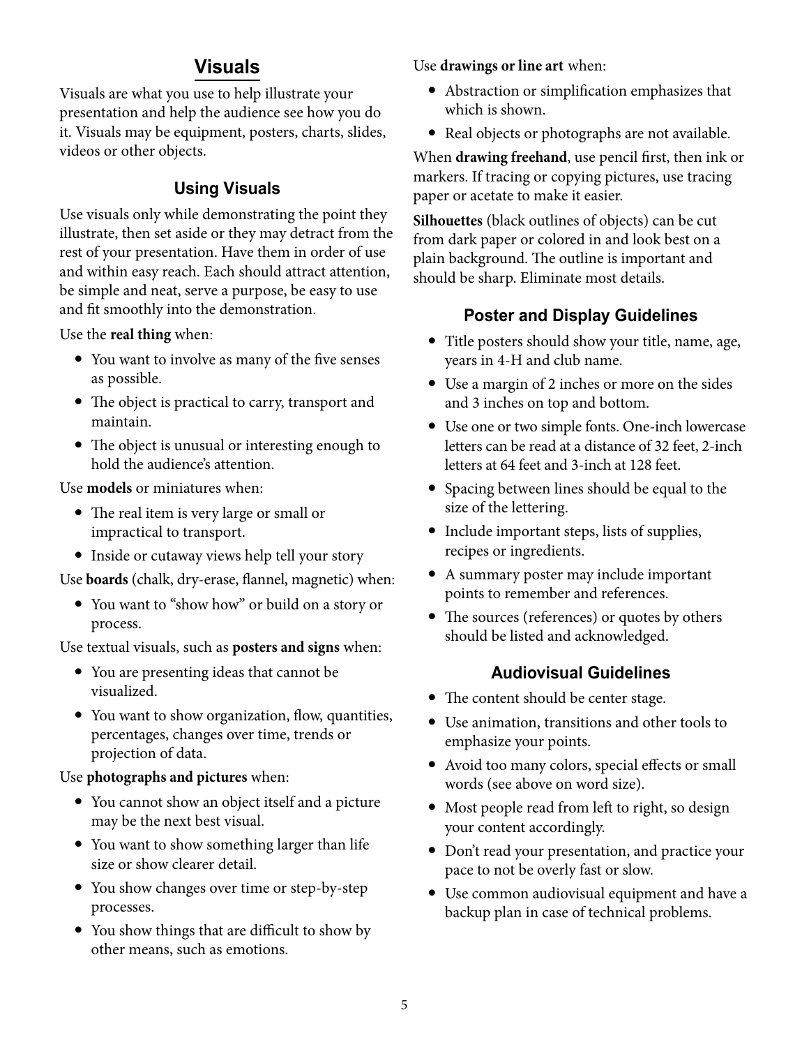# Visuals

Visuals are what you use to help illustrate your presentation and help the audience see how you do it. Visuals may be equipment, posters, charts, slides, videos or other objects.

## Using Visuals

Use visuals only while demonstrating the point they illustrate, then set aside or they may detract from the rest of your presentation. Have them in order of use and within easy reach. Each should attract attention, be simple and neat, serve a purpose, be easy to use and fit smoothly into the demonstration.

Use the **real thing** when:

- You want to involve as many of the five senses as possible.
- The object is practical to carry, transport and maintain.
- The object is unusual or interesting enough to hold the audience's attention.

Use **models** or miniatures when:

- The real item is very large or small or impractical to transport.
- Inside or cutaway views help tell your story

Use **boards** (chalk, dry-erase, flannel, magnetic) when:

- You want to "show how" or build on a story or process.

Use textual visuals, such as **posters and signs** when:

- You are presenting ideas that cannot be visualized.
- You want to show organization, flow, quantities, percentages, changes over time, trends or projection of data.

Use **photographs and pictures** when:

- You cannot show an object itself and a picture may be the next best visual.
- You want to show something larger than life size or show clearer detail.
- You show changes over time or step-by-step processes.
- You show things that are difficult to show by other means, such as emotions.

Use **drawings or line art** when:

- Abstraction or simplification emphasizes that which is shown.
- Real objects or photographs are not available.

When **drawing freehand**, use pencil first, then ink or markers. If tracing or copying pictures, use tracing paper or acetate to make it easier.

**Silhouettes** (black outlines of objects) can be cut from dark paper or colored in and look best on a plain background. The outline is important and should be sharp. Eliminate most details.

## Poster and Display Guidelines

- Title posters should show your title, name, age, years in 4-H and club name.
- Use a margin of 2 inches or more on the sides and 3 inches on top and bottom.
- Use one or two simple fonts. One-inch lowercase letters can be read at a distance of 32 feet, 2-inch letters at 64 feet and 3-inch at 128 feet.
- Spacing between lines should be equal to the size of the lettering.
- Include important steps, lists of supplies, recipes or ingredients.
- A summary poster may include important points to remember and references.
- The sources (references) or quotes by others should be listed and acknowledged.

## Audiovisual Guidelines

- The content should be center stage.
- Use animation, transitions and other tools to emphasize your points.
- Avoid too many colors, special effects or small words (see above on word size).
- Most people read from left to right, so design your content accordingly.
- Don't read your presentation, and practice your pace to not be overly fast or slow.
- Use common audiovisual equipment and have a backup plan in case of technical problems.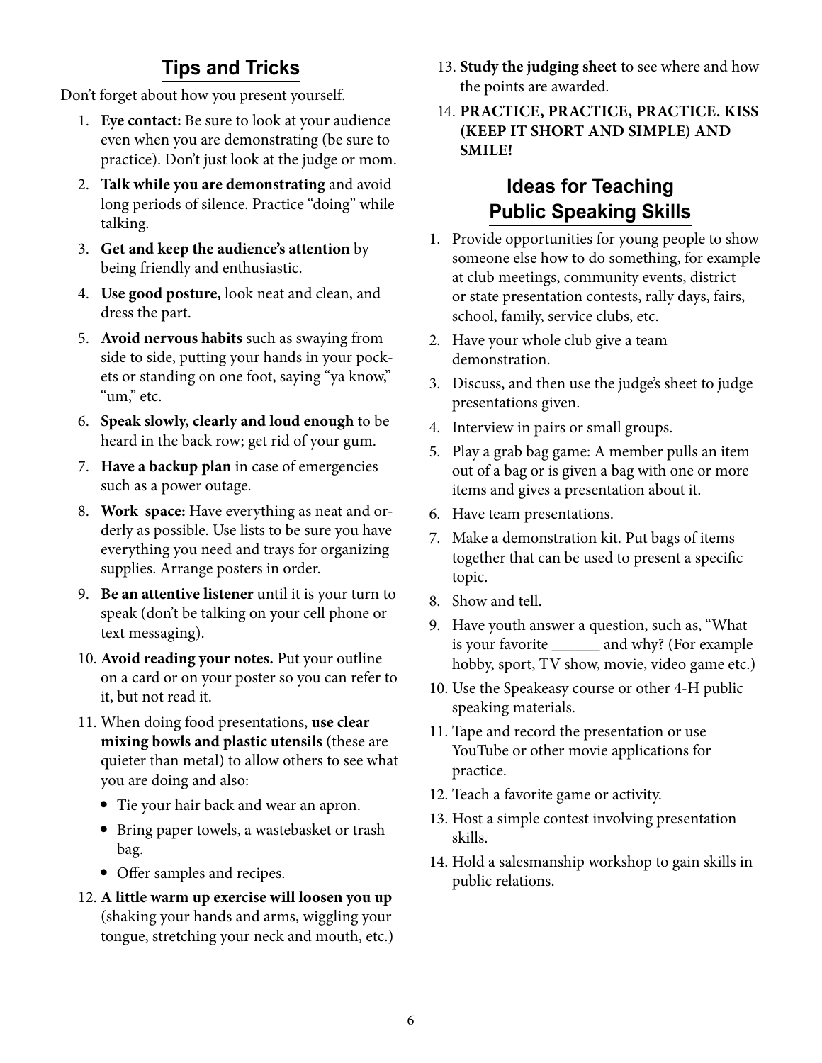## Tips and Tricks

Don't forget about how you present yourself.

1. **Eye contact:** Be sure to look at your audience even when you are demonstrating (be sure to practice). Don't just look at the judge or mom.
2. **Talk while you are demonstrating** and avoid long periods of silence. Practice "doing" while talking.
3. **Get and keep the audience's attention** by being friendly and enthusiastic.
4. **Use good posture,** look neat and clean, and dress the part.
5. **Avoid nervous habits** such as swaying from side to side, putting your hands in your pockets or standing on one foot, saying "ya know," "um," etc.
6. **Speak slowly, clearly and loud enough** to be heard in the back row; get rid of your gum.
7. **Have a backup plan** in case of emergencies such as a power outage.
8. **Work space:** Have everything as neat and orderly as possible. Use lists to be sure you have everything you need and trays for organizing supplies. Arrange posters in order.
9. **Be an attentive listener** until it is your turn to speak (don't be talking on your cell phone or text messaging).
10. **Avoid reading your notes.** Put your outline on a card or on your poster so you can refer to it, but not read it.
11. When doing food presentations, **use clear mixing bowls and plastic utensils** (these are quieter than metal) to allow others to see what you are doing and also:
    - Tie your hair back and wear an apron.
    - Bring paper towels, a wastebasket or trash bag.
    - Offer samples and recipes.
12. **A little warm up exercise will loosen you up** (shaking your hands and arms, wiggling your tongue, stretching your neck and mouth, etc.)
13. **Study the judging sheet** to see where and how the points are awarded.
14. **PRACTICE, PRACTICE, PRACTICE. KISS (KEEP IT SHORT AND SIMPLE) AND SMILE!**

## Ideas for Teaching Public Speaking Skills

1. Provide opportunities for young people to show someone else how to do something, for example at club meetings, community events, district or state presentation contests, rally days, fairs, school, family, service clubs, etc.
2. Have your whole club give a team demonstration.
3. Discuss, and then use the judge's sheet to judge presentations given.
4. Interview in pairs or small groups.
5. Play a grab bag game: A member pulls an item out of a bag or is given a bag with one or more items and gives a presentation about it.
6. Have team presentations.
7. Make a demonstration kit. Put bags of items together that can be used to present a specific topic.
8. Show and tell.
9. Have youth answer a question, such as, "What is your favorite ______ and why? (For example hobby, sport, TV show, movie, video game etc.)
10. Use the Speakeasy course or other 4-H public speaking materials.
11. Tape and record the presentation or use YouTube or other movie applications for practice.
12. Teach a favorite game or activity.
13. Host a simple contest involving presentation skills.
14. Hold a salesmanship workshop to gain skills in public relations.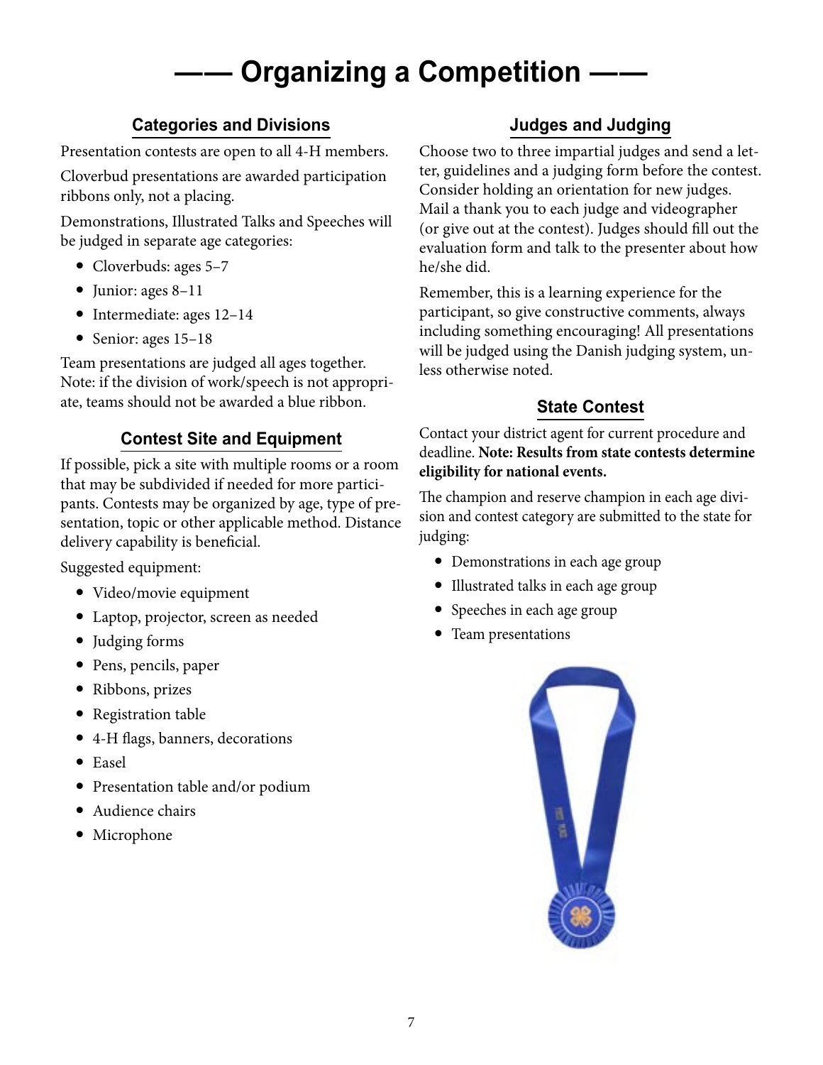# —— Organizing a Competition ——

## Categories and Divisions

Presentation contests are open to all 4-H members.

Cloverbud presentations are awarded participation ribbons only, not a placing.

Demonstrations, Illustrated Talks and Speeches will be judged in separate age categories:

- Cloverbuds: ages 5–7
- Junior: ages 8–11
- Intermediate: ages 12–14
- Senior: ages 15–18

Team presentations are judged all ages together. Note: if the division of work/speech is not appropriate, teams should not be awarded a blue ribbon.

## Contest Site and Equipment

If possible, pick a site with multiple rooms or a room that may be subdivided if needed for more participants. Contests may be organized by age, type of presentation, topic or other applicable method. Distance delivery capability is beneficial.

Suggested equipment:

- Video/movie equipment
- Laptop, projector, screen as needed
- Judging forms
- Pens, pencils, paper
- Ribbons, prizes
- Registration table
- 4-H flags, banners, decorations
- Easel
- Presentation table and/or podium
- Audience chairs
- Microphone

## Judges and Judging

Choose two to three impartial judges and send a letter, guidelines and a judging form before the contest. Consider holding an orientation for new judges. Mail a thank you to each judge and videographer (or give out at the contest). Judges should fill out the evaluation form and talk to the presenter about how he/she did.

Remember, this is a learning experience for the participant, so give constructive comments, always including something encouraging! All presentations will be judged using the Danish judging system, unless otherwise noted.

## State Contest

Contact your district agent for current procedure and deadline. **Note: Results from state contests determine eligibility for national events.**

The champion and reserve champion in each age division and contest category are submitted to the state for judging:

- Demonstrations in each age group
- Illustrated talks in each age group
- Speeches in each age group
- Team presentations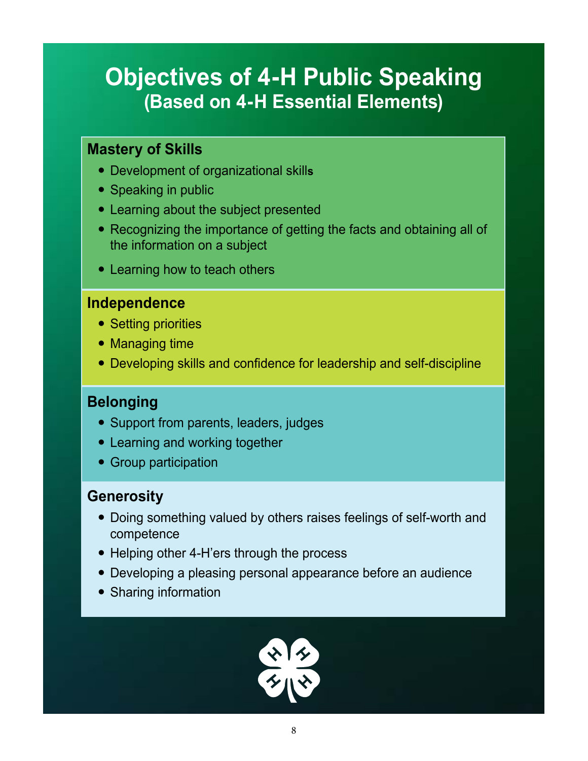# Objectives of 4-H Public Speaking
## (Based on 4-H Essential Elements)

### Mastery of Skills

- Development of organizational skills
- Speaking in public
- Learning about the subject presented
- Recognizing the importance of getting the facts and obtaining all of the information on a subject
- Learning how to teach others

### Independence

- Setting priorities
- Managing time
- Developing skills and confidence for leadership and self-discipline

### Belonging

- Support from parents, leaders, judges
- Learning and working together
- Group participation

### Generosity

- Doing something valued by others raises feelings of self-worth and competence
- Helping other 4-H'ers through the process
- Developing a pleasing personal appearance before an audience
- Sharing information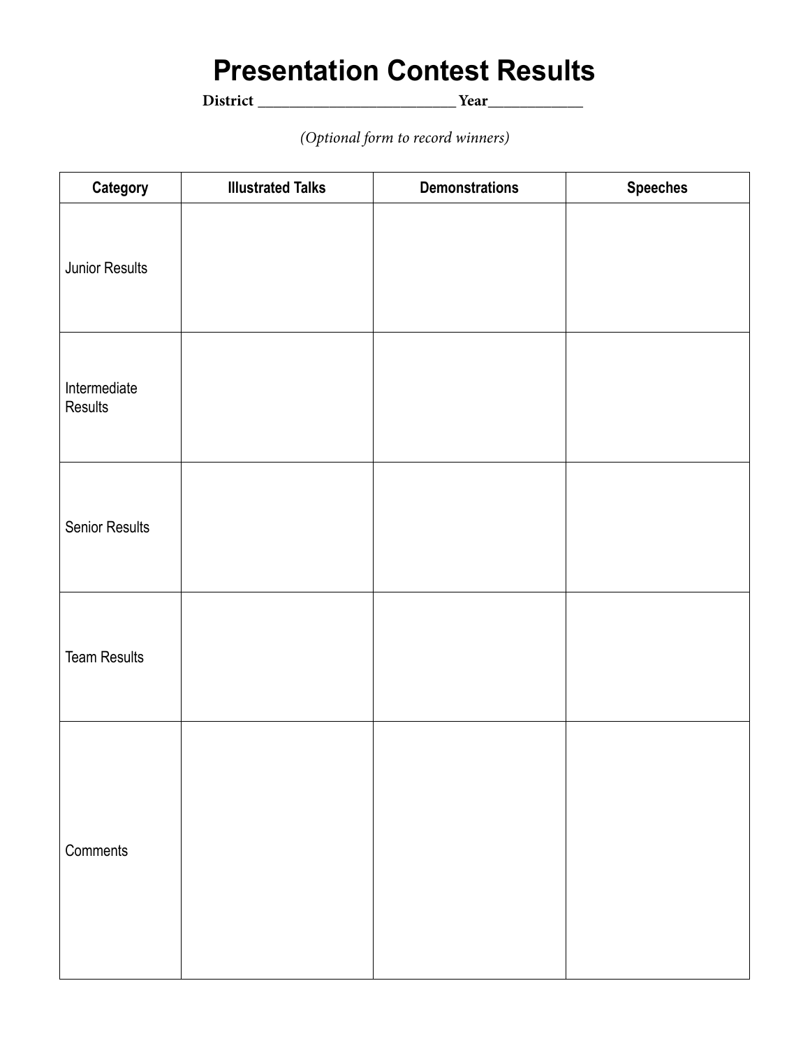# Presentation Contest Results

**District \_\_\_\_\_\_\_\_\_\_\_\_\_\_\_\_\_\_\_\_\_\_\_\_\_\_\_\_ Year\_\_\_\_\_\_\_\_\_\_\_\_\_**

*(Optional form to record winners)*

| Category | Illustrated Talks | Demonstrations | Speeches |
|---|---|---|---|
| Junior Results | | | |
| Intermediate Results | | | |
| Senior Results | | | |
| Team Results | | | |
| Comments | | | |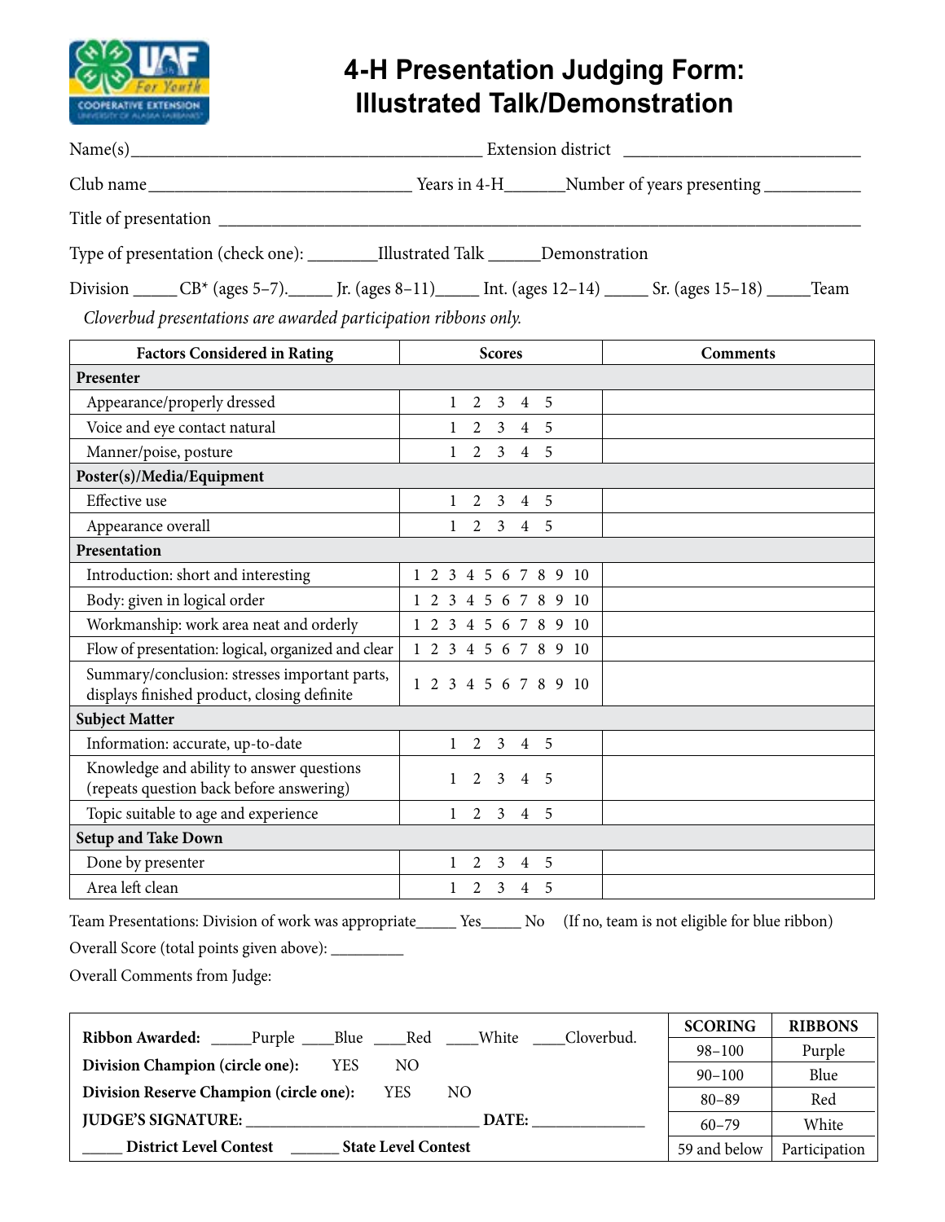# 4-H Presentation Judging Form: Illustrated Talk/Demonstration

Name(s)_______________________________________ Extension district ___________________________

Club name_____________________________ Years in 4-H_______Number of years presenting ___________

Title of presentation ___________________________________________________________________________

Type of presentation (check one): ________Illustrated Talk ______Demonstration

Division _____CB* (ages 5–7)._____ Jr. (ages 8–11)_____ Int. (ages 12–14) _____ Sr. (ages 15–18) _____Team

*Cloverbud presentations are awarded participation ribbons only.*

| Factors Considered in Rating | Scores | Comments |
|---|---|---|
| **Presenter** | | |
| Appearance/properly dressed | 1 2 3 4 5 | |
| Voice and eye contact natural | 1 2 3 4 5 | |
| Manner/poise, posture | 1 2 3 4 5 | |
| **Poster(s)/Media/Equipment** | | |
| Effective use | 1 2 3 4 5 | |
| Appearance overall | 1 2 3 4 5 | |
| **Presentation** | | |
| Introduction: short and interesting | 1 2 3 4 5 6 7 8 9 10 | |
| Body: given in logical order | 1 2 3 4 5 6 7 8 9 10 | |
| Workmanship: work area neat and orderly | 1 2 3 4 5 6 7 8 9 10 | |
| Flow of presentation: logical, organized and clear | 1 2 3 4 5 6 7 8 9 10 | |
| Summary/conclusion: stresses important parts, displays finished product, closing definite | 1 2 3 4 5 6 7 8 9 10 | |
| **Subject Matter** | | |
| Information: accurate, up-to-date | 1 2 3 4 5 | |
| Knowledge and ability to answer questions (repeats question back before answering) | 1 2 3 4 5 | |
| Topic suitable to age and experience | 1 2 3 4 5 | |
| **Setup and Take Down** | | |
| Done by presenter | 1 2 3 4 5 | |
| Area left clean | 1 2 3 4 5 | |

Team Presentations: Division of work was appropriate_____ Yes_____ No (If no, team is not eligible for blue ribbon)

Overall Score (total points given above): _________

Overall Comments from Judge:

**Ribbon Awarded:** _____Purple ____Blue ____Red ____White ____Cloverbud.

**Division Champion (circle one):** YES NO

**Division Reserve Champion (circle one):** YES NO

**JUDGE'S SIGNATURE:** ______________________________ **DATE:** ______________

_____ **District Level Contest** ______ **State Level Contest**

| SCORING | RIBBONS |
|---|---|
| 98–100 | Purple |
| 90–100 | Blue |
| 80–89 | Red |
| 60–79 | White |
| 59 and below | Participation |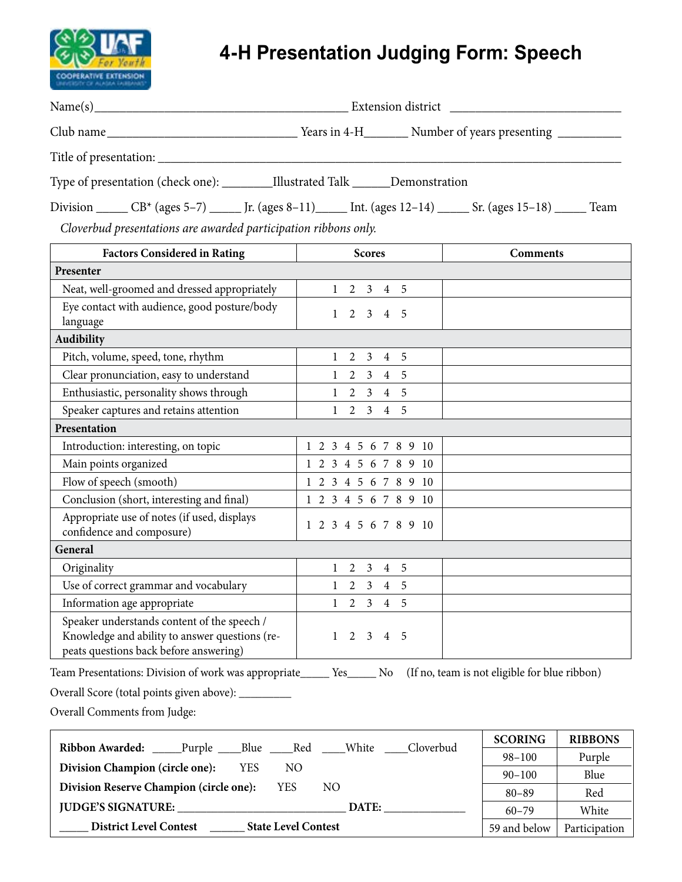# 4-H Presentation Judging Form: Speech

Name(s)________________________________________ Extension district __________________________

Club name_____________________________ Years in 4-H_______ Number of years presenting __________

Title of presentation: ___________________________________________________________________________

Type of presentation (check one): ________Illustrated Talk ______Demonstration

Division _____ CB* (ages 5–7) _____ Jr. (ages 8–11)_____ Int. (ages 12–14) _____ Sr. (ages 15–18) _____ Team

*Cloverbud presentations are awarded participation ribbons only.*

| Factors Considered in Rating | Scores | Comments |
|---|---|---|
| **Presenter** | | |
| Neat, well-groomed and dressed appropriately | 1 2 3 4 5 | |
| Eye contact with audience, good posture/body language | 1 2 3 4 5 | |
| **Audibility** | | |
| Pitch, volume, speed, tone, rhythm | 1 2 3 4 5 | |
| Clear pronunciation, easy to understand | 1 2 3 4 5 | |
| Enthusiastic, personality shows through | 1 2 3 4 5 | |
| Speaker captures and retains attention | 1 2 3 4 5 | |
| **Presentation** | | |
| Introduction: interesting, on topic | 1 2 3 4 5 6 7 8 9 10 | |
| Main points organized | 1 2 3 4 5 6 7 8 9 10 | |
| Flow of speech (smooth) | 1 2 3 4 5 6 7 8 9 10 | |
| Conclusion (short, interesting and final) | 1 2 3 4 5 6 7 8 9 10 | |
| Appropriate use of notes (if used, displays confidence and composure) | 1 2 3 4 5 6 7 8 9 10 | |
| **General** | | |
| Originality | 1 2 3 4 5 | |
| Use of correct grammar and vocabulary | 1 2 3 4 5 | |
| Information age appropriate | 1 2 3 4 5 | |
| Speaker understands content of the speech / Knowledge and ability to answer questions (repeats questions back before answering) | 1 2 3 4 5 | |

Team Presentations: Division of work was appropriate_____ Yes_____ No (If no, team is not eligible for blue ribbon)

Overall Score (total points given above): _________

Overall Comments from Judge:

**Ribbon Awarded:** _____Purple ____Blue ____Red ____White ____Cloverbud

**Division Champion (circle one):** YES NO

**Division Reserve Champion (circle one):** YES NO

**JUDGE'S SIGNATURE:** ____________________________ **DATE:** ______________

_____ **District Level Contest** ______ **State Level Contest**

| SCORING | RIBBONS |
|---|---|
| 98–100 | Purple |
| 90–100 | Blue |
| 80–89 | Red |
| 60–79 | White |
| 59 and below | Participation |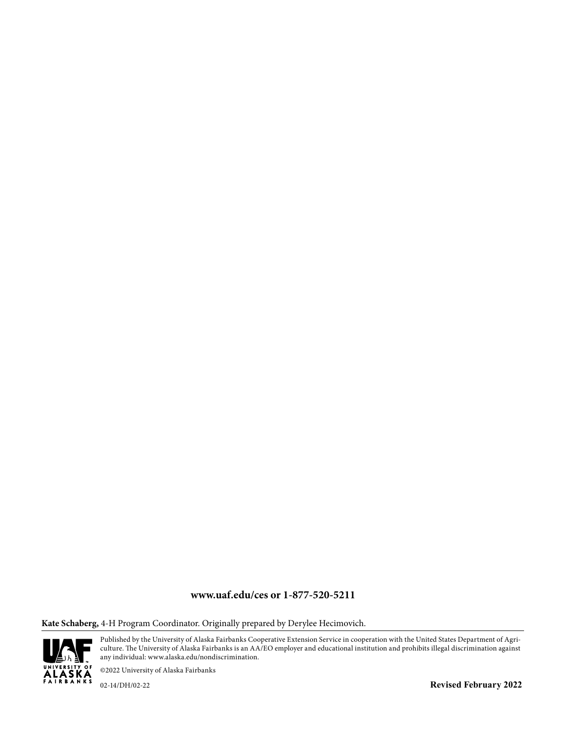**www.uaf.edu/ces or 1-877-520-5211**

**Kate Schaberg,** 4-H Program Coordinator. Originally prepared by Derylee Hecimovich.

Published by the University of Alaska Fairbanks Cooperative Extension Service in cooperation with the United States Department of Agriculture. The University of Alaska Fairbanks is an AA/EO employer and educational institution and prohibits illegal discrimination against any individual: www.alaska.edu/nondiscrimination.

©2022 University of Alaska Fairbanks

02-14/DH/02-22

**Revised February 2022**